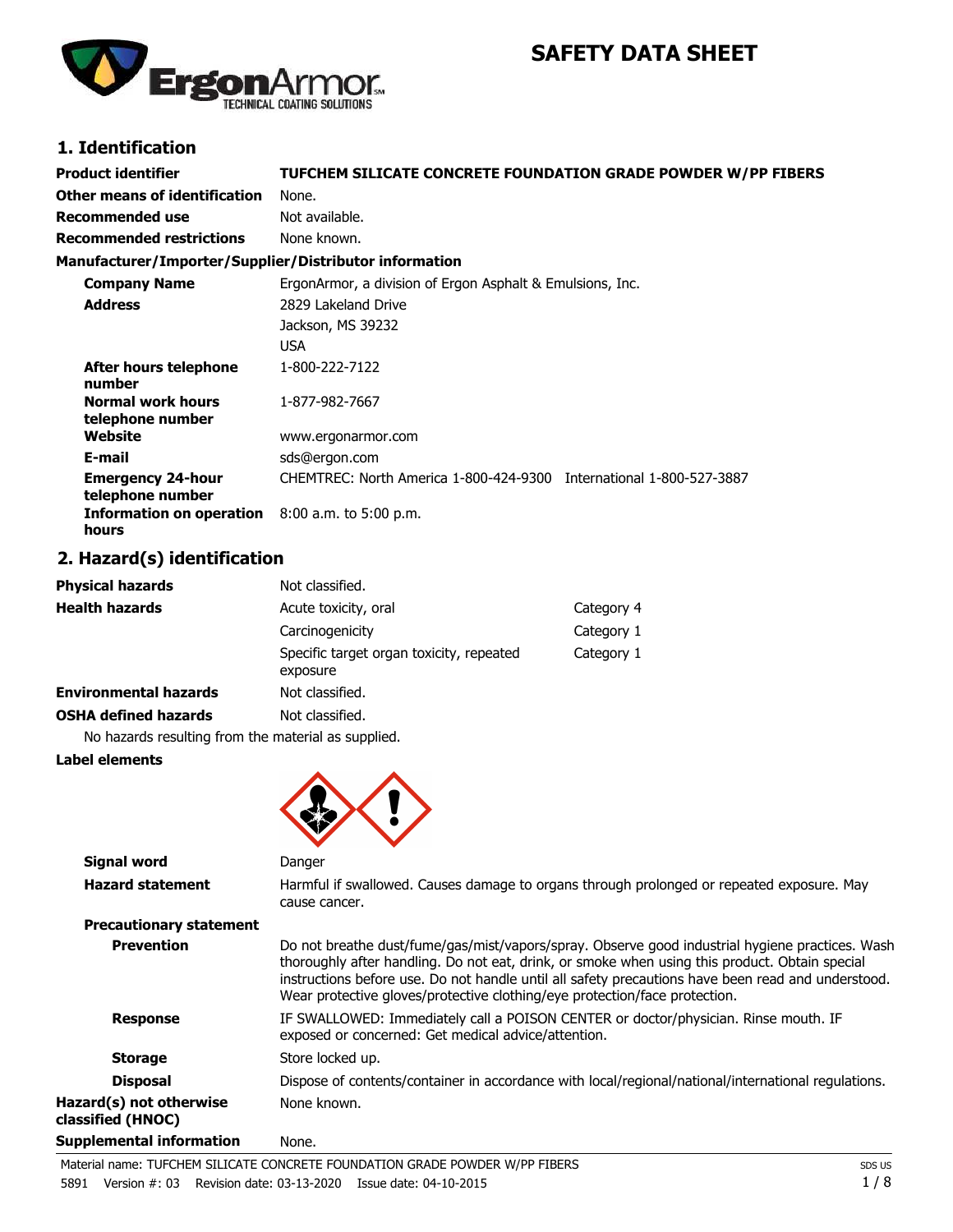# SAFETY DATA SHEET

## 1. Identification

| | |
|---|---|
| **Product identifier** | **TUFCHEM SILICATE CONCRETE FOUNDATION GRADE POWDER W/PP FIBERS** |
| **Other means of identification** | None. |
| **Recommended use** | Not available. |
| **Recommended restrictions** | None known. |

**Manufacturer/Importer/Supplier/Distributor information**

| | |
|---|---|
| **Company Name** | ErgonArmor, a division of Ergon Asphalt & Emulsions, Inc. |
| **Address** | 2829 Lakeland Drive<br>Jackson, MS 39232<br>USA |
| **After hours telephone number** | 1-800-222-7122 |
| **Normal work hours telephone number** | 1-877-982-7667 |
| **Website** | www.ergonarmor.com |
| **E-mail** | sds@ergon.com |
| **Emergency 24-hour telephone number** | CHEMTREC: North America 1-800-424-9300 International 1-800-527-3887 |
| **Information on operation hours** | 8:00 a.m. to 5:00 p.m. |

## 2. Hazard(s) identification

| | | |
|---|---|---|
| **Physical hazards** | Not classified. | |
| **Health hazards** | Acute toxicity, oral | Category 4 |
| | Carcinogenicity | Category 1 |
| | Specific target organ toxicity, repeated exposure | Category 1 |
| **Environmental hazards** | Not classified. | |
| **OSHA defined hazards** | Not classified. | |

No hazards resulting from the material as supplied.

**Label elements**

| | |
|---|---|
| **Signal word** | Danger |
| **Hazard statement** | Harmful if swallowed. Causes damage to organs through prolonged or repeated exposure. May cause cancer. |

**Precautionary statement**

| | |
|---|---|
| **Prevention** | Do not breathe dust/fume/gas/mist/vapors/spray. Observe good industrial hygiene practices. Wash thoroughly after handling. Do not eat, drink, or smoke when using this product. Obtain special instructions before use. Do not handle until all safety precautions have been read and understood. Wear protective gloves/protective clothing/eye protection/face protection. |
| **Response** | IF SWALLOWED: Immediately call a POISON CENTER or doctor/physician. Rinse mouth. IF exposed or concerned: Get medical advice/attention. |
| **Storage** | Store locked up. |
| **Disposal** | Dispose of contents/container in accordance with local/regional/national/international regulations. |
| **Hazard(s) not otherwise classified (HNOC)** | None known. |
| **Supplemental information** | None. |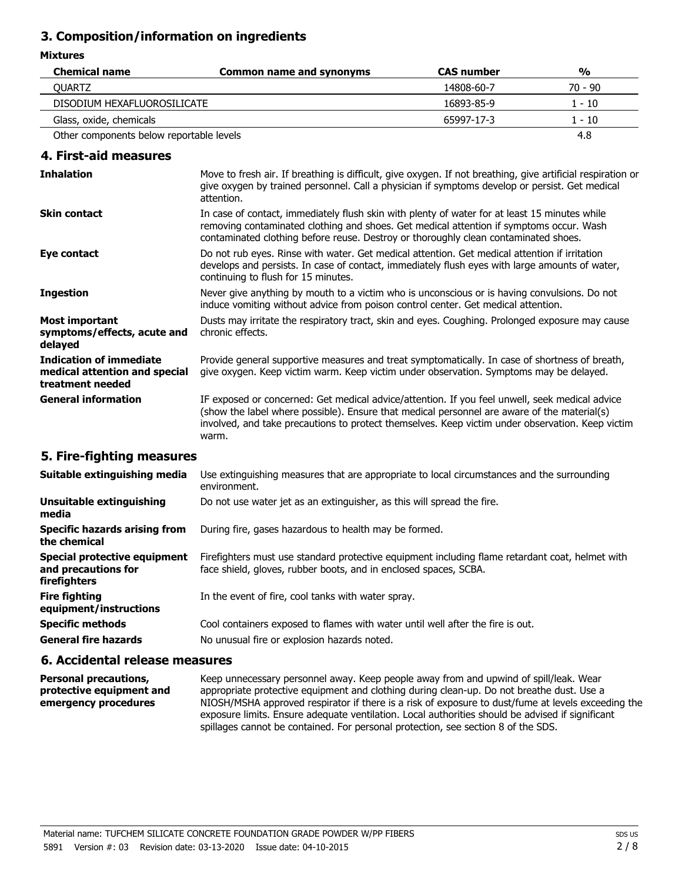## 3. Composition/information on ingredients

**Mixtures**

| Chemical name | Common name and synonyms | CAS number | % |
|---|---|---|---|
| QUARTZ | | 14808-60-7 | 70 - 90 |
| DISODIUM HEXAFLUOROSILICATE | | 16893-85-9 | 1 - 10 |
| Glass, oxide, chemicals | | 65997-17-3 | 1 - 10 |
| Other components below reportable levels | | | 4.8 |

## 4. First-aid measures

| | |
|---|---|
| **Inhalation** | Move to fresh air. If breathing is difficult, give oxygen. If not breathing, give artificial respiration or give oxygen by trained personnel. Call a physician if symptoms develop or persist. Get medical attention. |
| **Skin contact** | In case of contact, immediately flush skin with plenty of water for at least 15 minutes while removing contaminated clothing and shoes. Get medical attention if symptoms occur. Wash contaminated clothing before reuse. Destroy or thoroughly clean contaminated shoes. |
| **Eye contact** | Do not rub eyes. Rinse with water. Get medical attention. Get medical attention if irritation develops and persists. In case of contact, immediately flush eyes with large amounts of water, continuing to flush for 15 minutes. |
| **Ingestion** | Never give anything by mouth to a victim who is unconscious or is having convulsions. Do not induce vomiting without advice from poison control center. Get medical attention. |
| **Most important symptoms/effects, acute and delayed** | Dusts may irritate the respiratory tract, skin and eyes. Coughing. Prolonged exposure may cause chronic effects. |
| **Indication of immediate medical attention and special treatment needed** | Provide general supportive measures and treat symptomatically. In case of shortness of breath, give oxygen. Keep victim warm. Keep victim under observation. Symptoms may be delayed. |
| **General information** | IF exposed or concerned: Get medical advice/attention. If you feel unwell, seek medical advice (show the label where possible). Ensure that medical personnel are aware of the material(s) involved, and take precautions to protect themselves. Keep victim under observation. Keep victim warm. |

## 5. Fire-fighting measures

| | |
|---|---|
| **Suitable extinguishing media** | Use extinguishing measures that are appropriate to local circumstances and the surrounding environment. |
| **Unsuitable extinguishing media** | Do not use water jet as an extinguisher, as this will spread the fire. |
| **Specific hazards arising from the chemical** | During fire, gases hazardous to health may be formed. |
| **Special protective equipment and precautions for firefighters** | Firefighters must use standard protective equipment including flame retardant coat, helmet with face shield, gloves, rubber boots, and in enclosed spaces, SCBA. |
| **Fire fighting equipment/instructions** | In the event of fire, cool tanks with water spray. |
| **Specific methods** | Cool containers exposed to flames with water until well after the fire is out. |
| **General fire hazards** | No unusual fire or explosion hazards noted. |

## 6. Accidental release measures

| | |
|---|---|
| **Personal precautions, protective equipment and emergency procedures** | Keep unnecessary personnel away. Keep people away from and upwind of spill/leak. Wear appropriate protective equipment and clothing during clean-up. Do not breathe dust. Use a NIOSH/MSHA approved respirator if there is a risk of exposure to dust/fume at levels exceeding the exposure limits. Ensure adequate ventilation. Local authorities should be advised if significant spillages cannot be contained. For personal protection, see section 8 of the SDS. |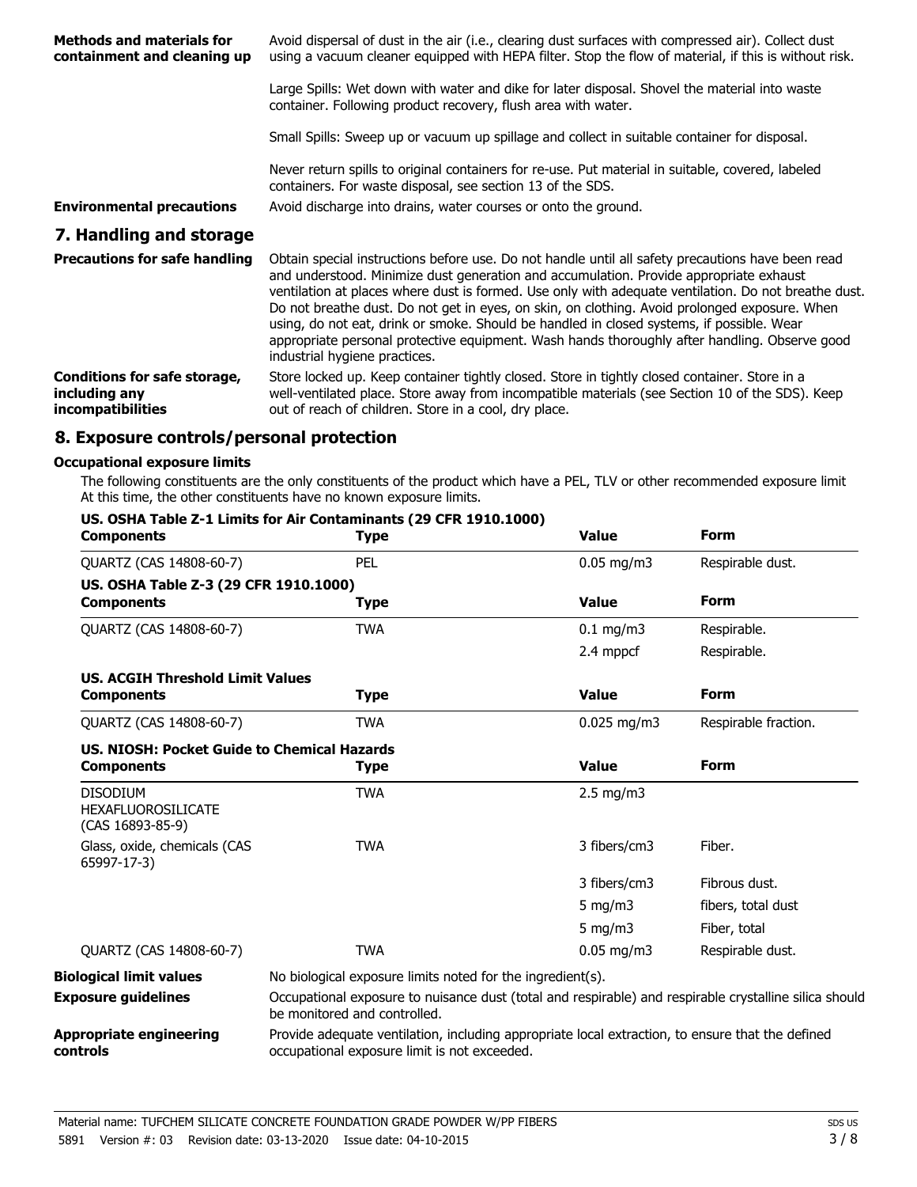**Methods and materials for containment and cleaning up**

Avoid dispersal of dust in the air (i.e., clearing dust surfaces with compressed air). Collect dust using a vacuum cleaner equipped with HEPA filter. Stop the flow of material, if this is without risk.

Large Spills: Wet down with water and dike for later disposal. Shovel the material into waste container. Following product recovery, flush area with water.

Small Spills: Sweep up or vacuum up spillage and collect in suitable container for disposal.

Never return spills to original containers for re-use. Put material in suitable, covered, labeled containers. For waste disposal, see section 13 of the SDS.

**Environmental precautions**

Avoid discharge into drains, water courses or onto the ground.

## 7. Handling and storage

**Precautions for safe handling**

Obtain special instructions before use. Do not handle until all safety precautions have been read and understood. Minimize dust generation and accumulation. Provide appropriate exhaust ventilation at places where dust is formed. Use only with adequate ventilation. Do not breathe dust. Do not breathe dust. Do not get in eyes, on skin, on clothing. Avoid prolonged exposure. When using, do not eat, drink or smoke. Should be handled in closed systems, if possible. Wear appropriate personal protective equipment. Wash hands thoroughly after handling. Observe good industrial hygiene practices.

**Conditions for safe storage, including any incompatibilities**

Store locked up. Keep container tightly closed. Store in tightly closed container. Store in a well-ventilated place. Store away from incompatible materials (see Section 10 of the SDS). Keep out of reach of children. Store in a cool, dry place.

## 8. Exposure controls/personal protection

### Occupational exposure limits

The following constituents are the only constituents of the product which have a PEL, TLV or other recommended exposure limit At this time, the other constituents have no known exposure limits.

**US. OSHA Table Z-1 Limits for Air Contaminants (29 CFR 1910.1000)**

| Components | Type | Value | Form |
|---|---|---|---|
| QUARTZ (CAS 14808-60-7) | PEL | 0.05 mg/m3 | Respirable dust. |

**US. OSHA Table Z-3 (29 CFR 1910.1000)**

| Components | Type | Value | Form |
|---|---|---|---|
| QUARTZ (CAS 14808-60-7) | TWA | 0.1 mg/m3 | Respirable. |
| | | 2.4 mppcf | Respirable. |

**US. ACGIH Threshold Limit Values**

| Components | Type | Value | Form |
|---|---|---|---|
| QUARTZ (CAS 14808-60-7) | TWA | 0.025 mg/m3 | Respirable fraction. |

**US. NIOSH: Pocket Guide to Chemical Hazards**

| Components | Type | Value | Form |
|---|---|---|---|
| DISODIUM HEXAFLUOROSILICATE (CAS 16893-85-9) | TWA | 2.5 mg/m3 | |
| Glass, oxide, chemicals (CAS 65997-17-3) | TWA | 3 fibers/cm3 | Fiber. |
| | | 3 fibers/cm3 | Fibrous dust. |
| | | 5 mg/m3 | fibers, total dust |
| | | 5 mg/m3 | Fiber, total |
| QUARTZ (CAS 14808-60-7) | TWA | 0.05 mg/m3 | Respirable dust. |

**Biological limit values**

No biological exposure limits noted for the ingredient(s).

**Exposure guidelines**

Occupational exposure to nuisance dust (total and respirable) and respirable crystalline silica should be monitored and controlled.

**Appropriate engineering controls**

Provide adequate ventilation, including appropriate local extraction, to ensure that the defined occupational exposure limit is not exceeded.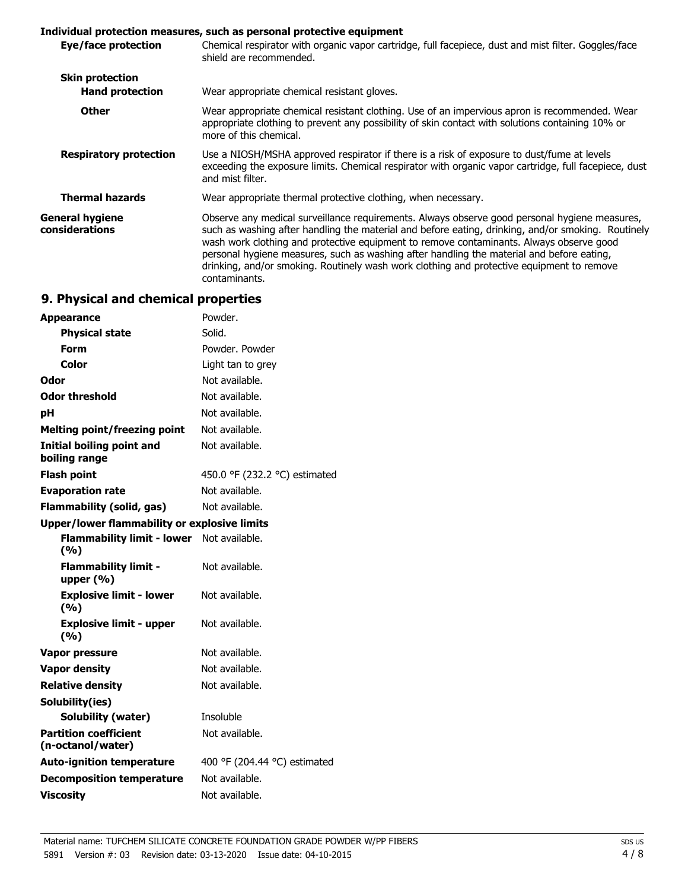**Individual protection measures, such as personal protective equipment**

| | |
|---|---|
| **Eye/face protection** | Chemical respirator with organic vapor cartridge, full facepiece, dust and mist filter. Goggles/face shield are recommended. |
| **Skin protection** | |
| **Hand protection** | Wear appropriate chemical resistant gloves. |
| **Other** | Wear appropriate chemical resistant clothing. Use of an impervious apron is recommended. Wear appropriate clothing to prevent any possibility of skin contact with solutions containing 10% or more of this chemical. |
| **Respiratory protection** | Use a NIOSH/MSHA approved respirator if there is a risk of exposure to dust/fume at levels exceeding the exposure limits. Chemical respirator with organic vapor cartridge, full facepiece, dust and mist filter. |
| **Thermal hazards** | Wear appropriate thermal protective clothing, when necessary. |
| **General hygiene considerations** | Observe any medical surveillance requirements. Always observe good personal hygiene measures, such as washing after handling the material and before eating, drinking, and/or smoking. Routinely wash work clothing and protective equipment to remove contaminants. Always observe good personal hygiene measures, such as washing after handling the material and before eating, drinking, and/or smoking. Routinely wash work clothing and protective equipment to remove contaminants. |

## 9. Physical and chemical properties

| | |
|---|---|
| **Appearance** | Powder. |
| **Physical state** | Solid. |
| **Form** | Powder. Powder |
| **Color** | Light tan to grey |
| **Odor** | Not available. |
| **Odor threshold** | Not available. |
| **pH** | Not available. |
| **Melting point/freezing point** | Not available. |
| **Initial boiling point and boiling range** | Not available. |
| **Flash point** | 450.0 °F (232.2 °C) estimated |
| **Evaporation rate** | Not available. |
| **Flammability (solid, gas)** | Not available. |
| **Upper/lower flammability or explosive limits** | |
| **Flammability limit - lower (%)** | Not available. |
| **Flammability limit - upper (%)** | Not available. |
| **Explosive limit - lower (%)** | Not available. |
| **Explosive limit - upper (%)** | Not available. |
| **Vapor pressure** | Not available. |
| **Vapor density** | Not available. |
| **Relative density** | Not available. |
| **Solubility(ies)** | |
| **Solubility (water)** | Insoluble |
| **Partition coefficient (n-octanol/water)** | Not available. |
| **Auto-ignition temperature** | 400 °F (204.44 °C) estimated |
| **Decomposition temperature** | Not available. |
| **Viscosity** | Not available. |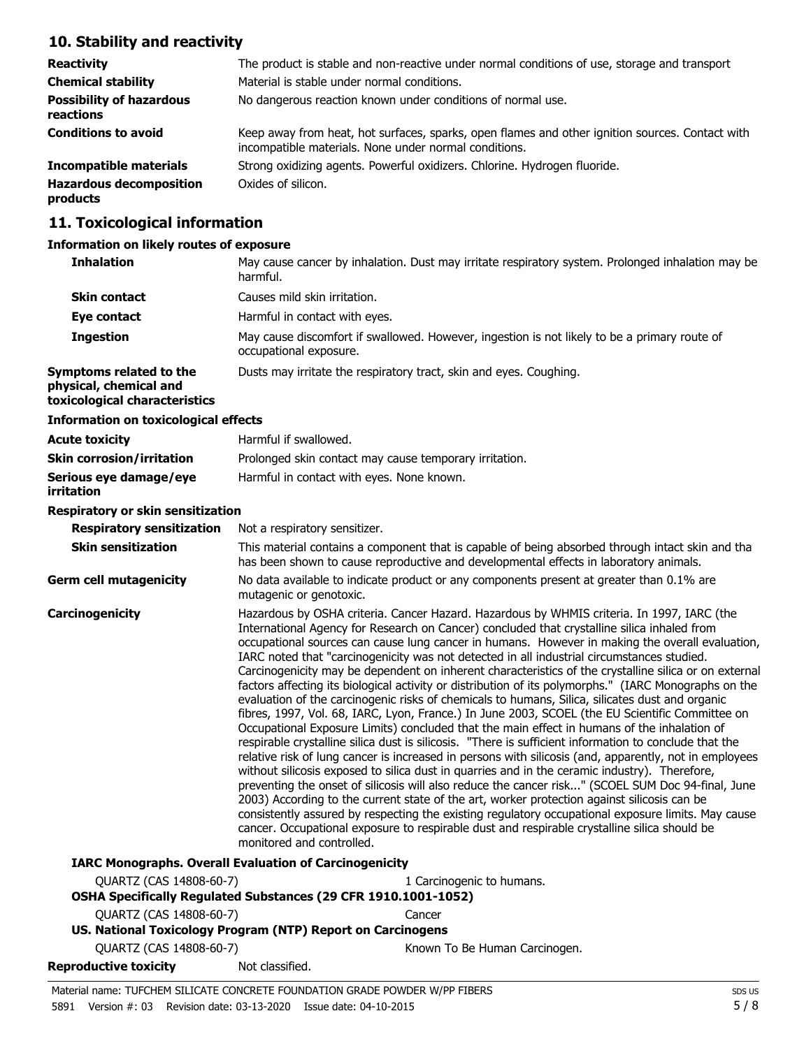## 10. Stability and reactivity

| | |
|---|---|
| **Reactivity** | The product is stable and non-reactive under normal conditions of use, storage and transport |
| **Chemical stability** | Material is stable under normal conditions. |
| **Possibility of hazardous reactions** | No dangerous reaction known under conditions of normal use. |
| **Conditions to avoid** | Keep away from heat, hot surfaces, sparks, open flames and other ignition sources. Contact with incompatible materials. None under normal conditions. |
| **Incompatible materials** | Strong oxidizing agents. Powerful oxidizers. Chlorine. Hydrogen fluoride. |
| **Hazardous decomposition products** | Oxides of silicon. |

## 11. Toxicological information

### Information on likely routes of exposure

| | |
|---|---|
| **Inhalation** | May cause cancer by inhalation. Dust may irritate respiratory system. Prolonged inhalation may be harmful. |
| **Skin contact** | Causes mild skin irritation. |
| **Eye contact** | Harmful in contact with eyes. |
| **Ingestion** | May cause discomfort if swallowed. However, ingestion is not likely to be a primary route of occupational exposure. |
| **Symptoms related to the physical, chemical and toxicological characteristics** | Dusts may irritate the respiratory tract, skin and eyes. Coughing. |

### Information on toxicological effects

| | |
|---|---|
| **Acute toxicity** | Harmful if swallowed. |
| **Skin corrosion/irritation** | Prolonged skin contact may cause temporary irritation. |
| **Serious eye damage/eye irritation** | Harmful in contact with eyes. None known. |

**Respiratory or skin sensitization**

| | |
|---|---|
| **Respiratory sensitization** | Not a respiratory sensitizer. |
| **Skin sensitization** | This material contains a component that is capable of being absorbed through intact skin and tha has been shown to cause reproductive and developmental effects in laboratory animals. |
| **Germ cell mutagenicity** | No data available to indicate product or any components present at greater than 0.1% are mutagenic or genotoxic. |
| **Carcinogenicity** | Hazardous by OSHA criteria. Cancer Hazard. Hazardous by WHMIS criteria. In 1997, IARC (the International Agency for Research on Cancer) concluded that crystalline silica inhaled from occupational sources can cause lung cancer in humans. However in making the overall evaluation, IARC noted that "carcinogenicity was not detected in all industrial circumstances studied. Carcinogenicity may be dependent on inherent characteristics of the crystalline silica or on external factors affecting its biological activity or distribution of its polymorphs." (IARC Monographs on the evaluation of the carcinogenic risks of chemicals to humans, Silica, silicates dust and organic fibres, 1997, Vol. 68, IARC, Lyon, France.) In June 2003, SCOEL (the EU Scientific Committee on Occupational Exposure Limits) concluded that the main effect in humans of the inhalation of respirable crystalline silica dust is silicosis. "There is sufficient information to conclude that the relative risk of lung cancer is increased in persons with silicosis (and, apparently, not in employees without silicosis exposed to silica dust in quarries and in the ceramic industry). Therefore, preventing the onset of silicosis will also reduce the cancer risk..." (SCOEL SUM Doc 94-final, June 2003) According to the current state of the art, worker protection against silicosis can be consistently assured by respecting the existing regulatory occupational exposure limits. May cause cancer. Occupational exposure to respirable dust and respirable crystalline silica should be monitored and controlled. |

**IARC Monographs. Overall Evaluation of Carcinogenicity**

| | |
|---|---|
| QUARTZ (CAS 14808-60-7) | 1 Carcinogenic to humans. |

**OSHA Specifically Regulated Substances (29 CFR 1910.1001-1052)**

| | |
|---|---|
| QUARTZ (CAS 14808-60-7) | Cancer |

**US. National Toxicology Program (NTP) Report on Carcinogens**

| | |
|---|---|
| QUARTZ (CAS 14808-60-7) | Known To Be Human Carcinogen. |

| | |
|---|---|
| **Reproductive toxicity** | Not classified. |

Material name: TUFCHEM SILICATE CONCRETE FOUNDATION GRADE POWDER W/PP FIBERS
5891 Version #: 03 Revision date: 03-13-2020 Issue date: 04-10-2015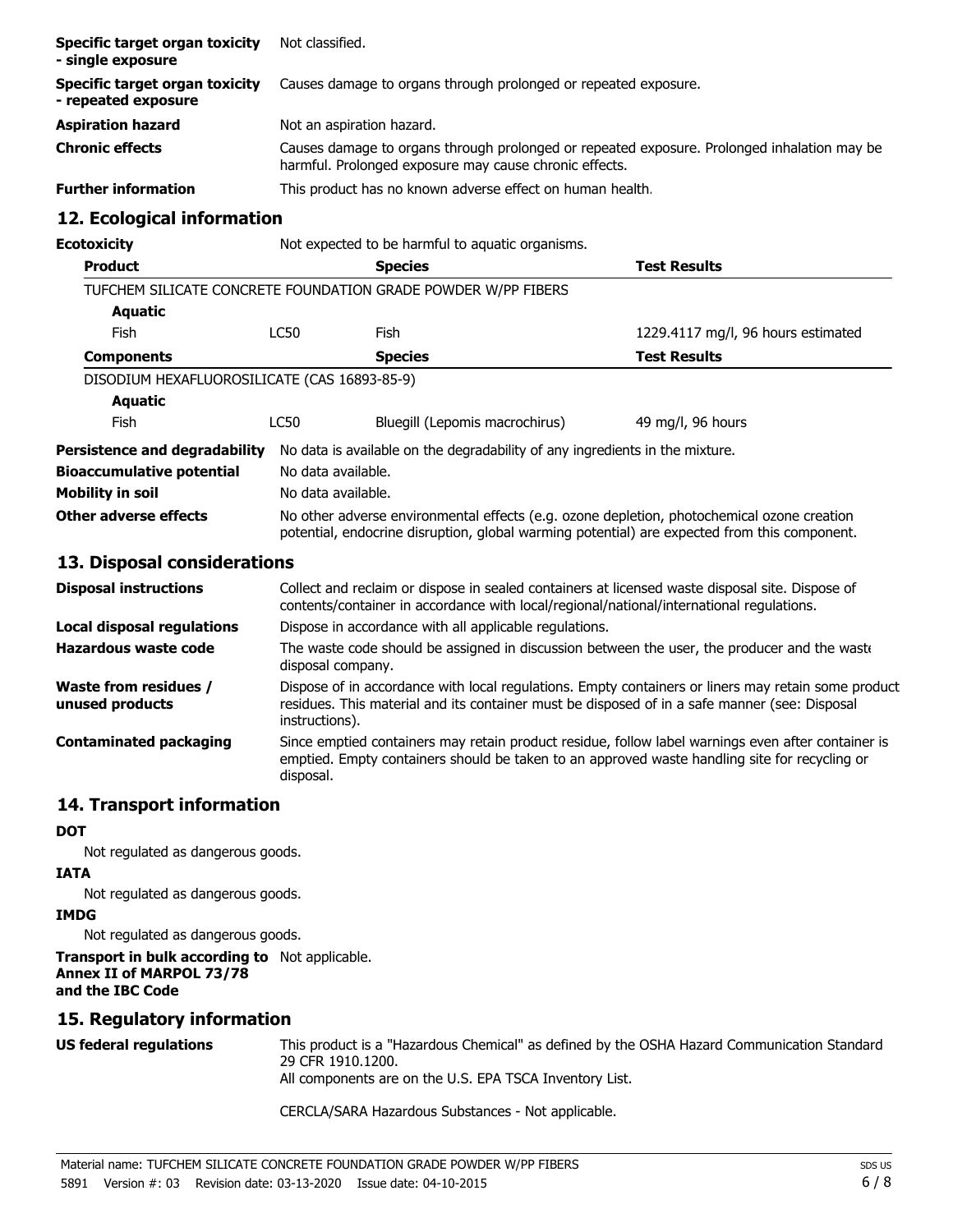| | |
|---|---|
| **Specific target organ toxicity - single exposure** | Not classified. |
| **Specific target organ toxicity - repeated exposure** | Causes damage to organs through prolonged or repeated exposure. |
| **Aspiration hazard** | Not an aspiration hazard. |
| **Chronic effects** | Causes damage to organs through prolonged or repeated exposure. Prolonged inhalation may be harmful. Prolonged exposure may cause chronic effects. |
| **Further information** | This product has no known adverse effect on human health. |

## 12. Ecological information

**Ecotoxicity** Not expected to be harmful to aquatic organisms.

| Product | | Species | Test Results |
|---|---|---|---|
| TUFCHEM SILICATE CONCRETE FOUNDATION GRADE POWDER W/PP FIBERS | | | |
| **Aquatic** | | | |
| Fish | LC50 | Fish | 1229.4117 mg/l, 96 hours estimated |
| **Components** | | **Species** | **Test Results** |
| DISODIUM HEXAFLUOROSILICATE (CAS 16893-85-9) | | | |
| **Aquatic** | | | |
| Fish | LC50 | Bluegill (Lepomis macrochirus) | 49 mg/l, 96 hours |

| | |
|---|---|
| **Persistence and degradability** | No data is available on the degradability of any ingredients in the mixture. |
| **Bioaccumulative potential** | No data available. |
| **Mobility in soil** | No data available. |
| **Other adverse effects** | No other adverse environmental effects (e.g. ozone depletion, photochemical ozone creation potential, endocrine disruption, global warming potential) are expected from this component. |

## 13. Disposal considerations

| | |
|---|---|
| **Disposal instructions** | Collect and reclaim or dispose in sealed containers at licensed waste disposal site. Dispose of contents/container in accordance with local/regional/national/international regulations. |
| **Local disposal regulations** | Dispose in accordance with all applicable regulations. |
| **Hazardous waste code** | The waste code should be assigned in discussion between the user, the producer and the waste disposal company. |
| **Waste from residues / unused products** | Dispose of in accordance with local regulations. Empty containers or liners may retain some product residues. This material and its container must be disposed of in a safe manner (see: Disposal instructions). |
| **Contaminated packaging** | Since emptied containers may retain product residue, follow label warnings even after container is emptied. Empty containers should be taken to an approved waste handling site for recycling or disposal. |

## 14. Transport information

**DOT**

Not regulated as dangerous goods.

**IATA**

Not regulated as dangerous goods.

**IMDG**

Not regulated as dangerous goods.

**Transport in bulk according to Annex II of MARPOL 73/78 and the IBC Code** Not applicable.

## 15. Regulatory information

**US federal regulations**

This product is a "Hazardous Chemical" as defined by the OSHA Hazard Communication Standard 29 CFR 1910.1200.
All components are on the U.S. EPA TSCA Inventory List.

CERCLA/SARA Hazardous Substances - Not applicable.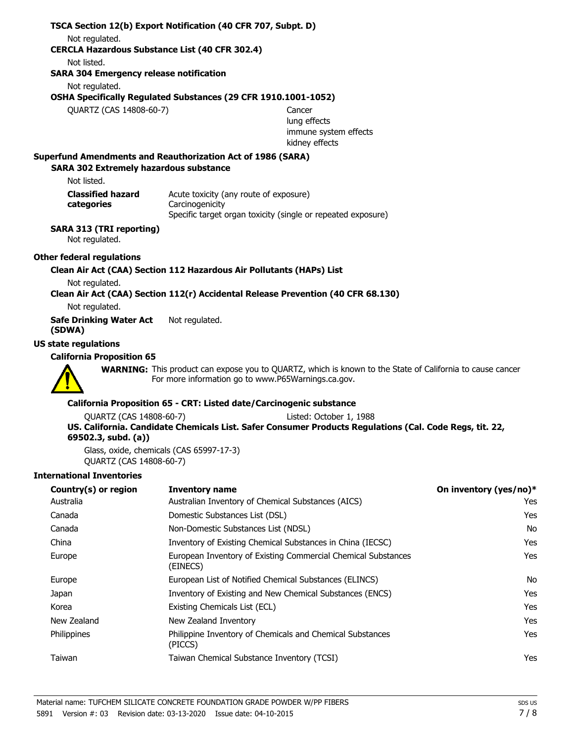**TSCA Section 12(b) Export Notification (40 CFR 707, Subpt. D)**

Not regulated.

**CERCLA Hazardous Substance List (40 CFR 302.4)**

Not listed.

**SARA 304 Emergency release notification**

Not regulated.

**OSHA Specifically Regulated Substances (29 CFR 1910.1001-1052)**

| | |
|---|---|
| QUARTZ (CAS 14808-60-7) | Cancer<br>lung effects<br>immune system effects<br>kidney effects |

**Superfund Amendments and Reauthorization Act of 1986 (SARA)**

**SARA 302 Extremely hazardous substance**

Not listed.

**Classified hazard categories**
Acute toxicity (any route of exposure)
Carcinogenicity
Specific target organ toxicity (single or repeated exposure)

**SARA 313 (TRI reporting)**

Not regulated.

**Other federal regulations**

**Clean Air Act (CAA) Section 112 Hazardous Air Pollutants (HAPs) List**

Not regulated.

**Clean Air Act (CAA) Section 112(r) Accidental Release Prevention (40 CFR 68.130)**

Not regulated.

**Safe Drinking Water Act (SDWA)** Not regulated.

**US state regulations**

**California Proposition 65**

**WARNING:** This product can expose you to QUARTZ, which is known to the State of California to cause cancer For more information go to www.P65Warnings.ca.gov.

**California Proposition 65 - CRT: Listed date/Carcinogenic substance**

QUARTZ (CAS 14808-60-7) Listed: October 1, 1988

**US. California. Candidate Chemicals List. Safer Consumer Products Regulations (Cal. Code Regs, tit. 22, 69502.3, subd. (a))**

Glass, oxide, chemicals (CAS 65997-17-3)
QUARTZ (CAS 14808-60-7)

**International Inventories**

| Country(s) or region | Inventory name | On inventory (yes/no)* |
|---|---|---|
| Australia | Australian Inventory of Chemical Substances (AICS) | Yes |
| Canada | Domestic Substances List (DSL) | Yes |
| Canada | Non-Domestic Substances List (NDSL) | No |
| China | Inventory of Existing Chemical Substances in China (IECSC) | Yes |
| Europe | European Inventory of Existing Commercial Chemical Substances (EINECS) | Yes |
| Europe | European List of Notified Chemical Substances (ELINCS) | No |
| Japan | Inventory of Existing and New Chemical Substances (ENCS) | Yes |
| Korea | Existing Chemicals List (ECL) | Yes |
| New Zealand | New Zealand Inventory | Yes |
| Philippines | Philippine Inventory of Chemicals and Chemical Substances (PICCS) | Yes |
| Taiwan | Taiwan Chemical Substance Inventory (TCSI) | Yes |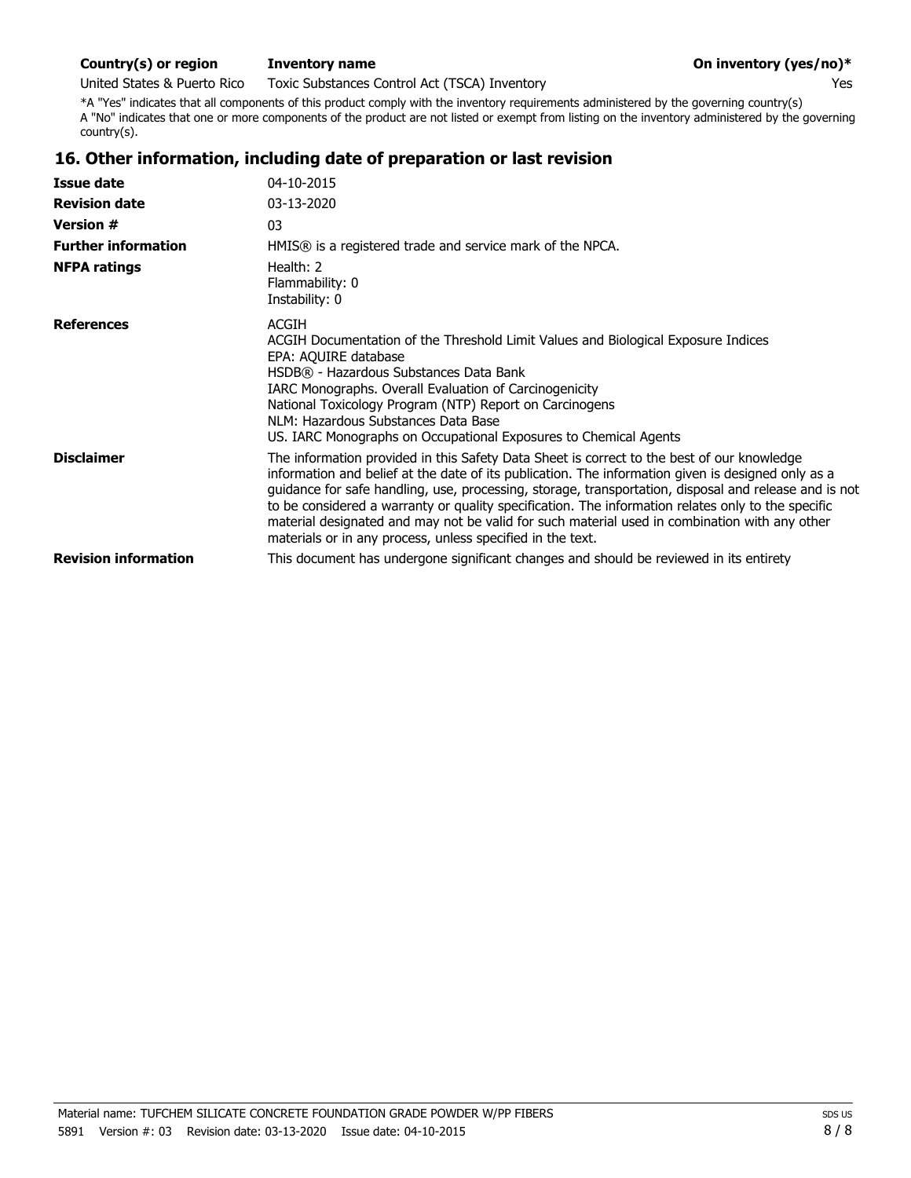| Country(s) or region | Inventory name | On inventory (yes/no)* |
| --- | --- | --- |
| United States & Puerto Rico | Toxic Substances Control Act (TSCA) Inventory | Yes |

*A "Yes" indicates that all components of this product comply with the inventory requirements administered by the governing country(s)
A "No" indicates that one or more components of the product are not listed or exempt from listing on the inventory administered by the governing country(s).

## 16. Other information, including date of preparation or last revision

**Issue date** 04-10-2015

**Revision date** 03-13-2020

**Version #** 03

**Further information** HMIS® is a registered trade and service mark of the NPCA.

**NFPA ratings**
Health: 2
Flammability: 0
Instability: 0

**References**
ACGIH
ACGIH Documentation of the Threshold Limit Values and Biological Exposure Indices
EPA: AQUIRE database
HSDB® - Hazardous Substances Data Bank
IARC Monographs. Overall Evaluation of Carcinogenicity
National Toxicology Program (NTP) Report on Carcinogens
NLM: Hazardous Substances Data Base
US. IARC Monographs on Occupational Exposures to Chemical Agents

**Disclaimer** The information provided in this Safety Data Sheet is correct to the best of our knowledge information and belief at the date of its publication. The information given is designed only as a guidance for safe handling, use, processing, storage, transportation, disposal and release and is not to be considered a warranty or quality specification. The information relates only to the specific material designated and may not be valid for such material used in combination with any other materials or in any process, unless specified in the text.

**Revision information** This document has undergone significant changes and should be reviewed in its entirety